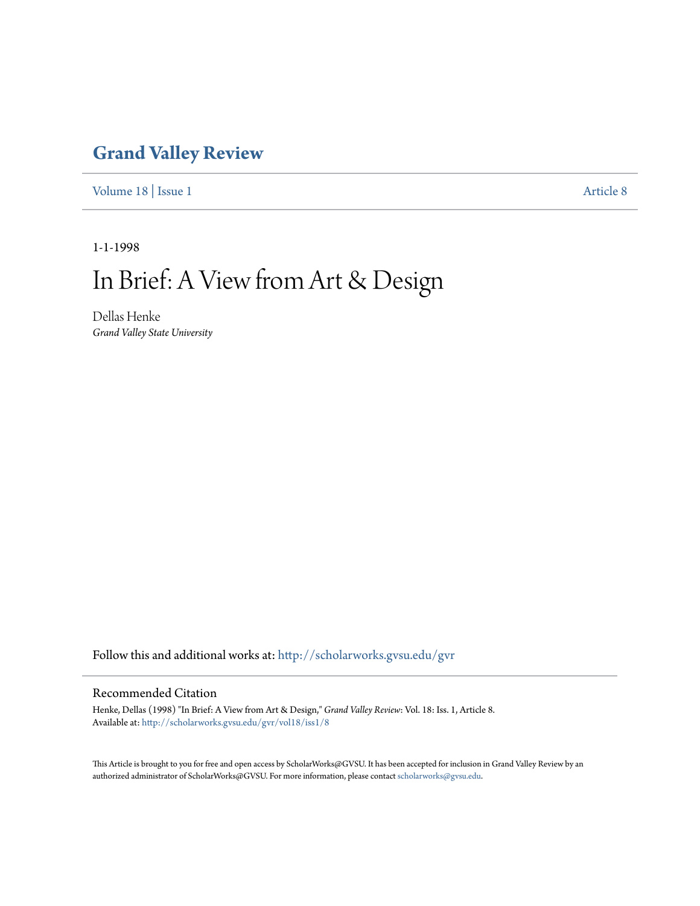# Grand Valley Review

Volume 18 | Issue 1 Article 8

1-1-1998

# In Brief: A View from Art & Design

Dellas Henke

*Grand Valley State University*

Follow this and additional works at: http://scholarworks.gvsu.edu/gvr

## Recommended Citation

Henke, Dellas (1998) "In Brief: A View from Art & Design," *Grand Valley Review*: Vol. 18: Iss. 1, Article 8.
Available at: http://scholarworks.gvsu.edu/gvr/vol18/iss1/8

This Article is brought to you for free and open access by ScholarWorks@GVSU. It has been accepted for inclusion in Grand Valley Review by an authorized administrator of ScholarWorks@GVSU. For more information, please contact scholarworks@gvsu.edu.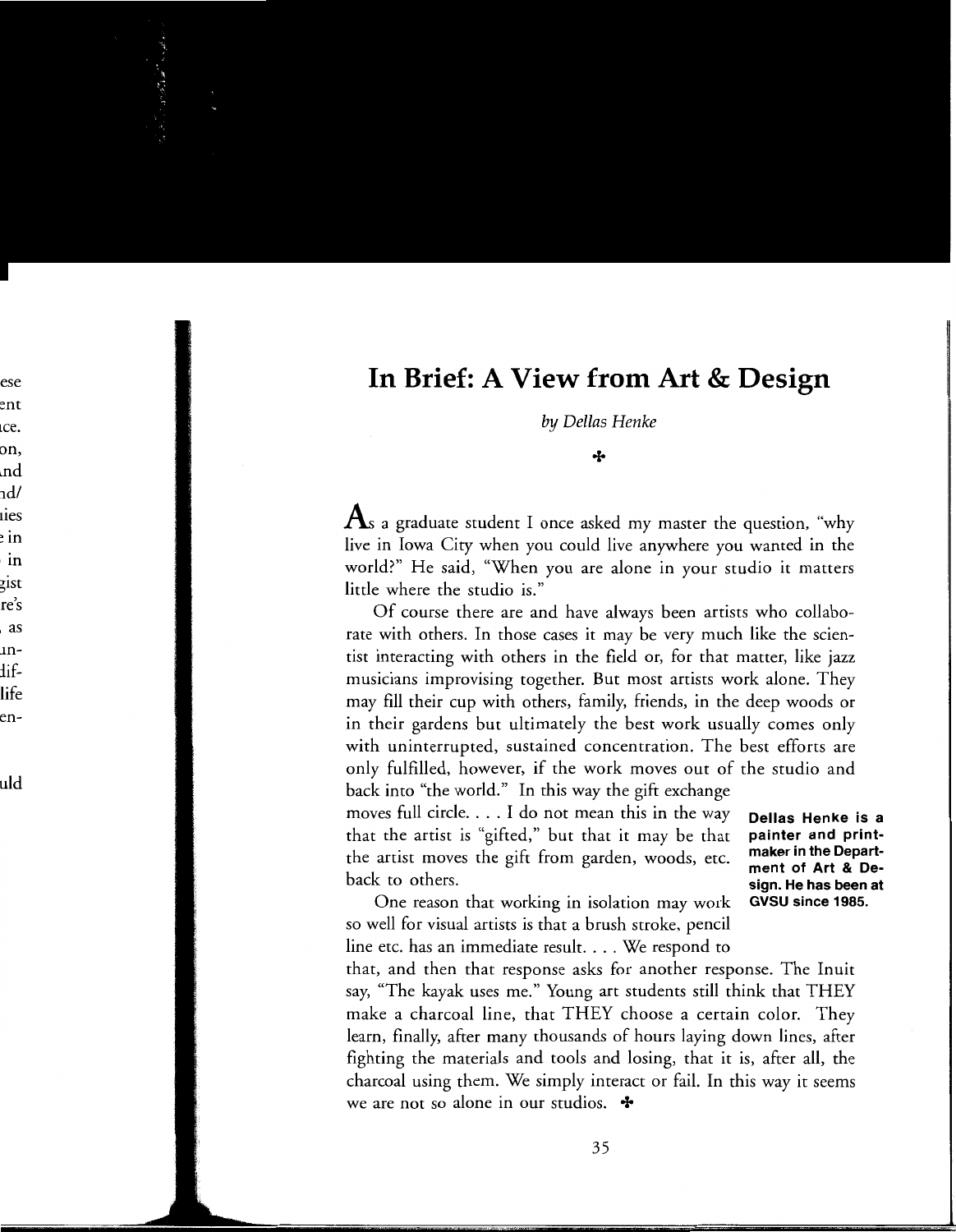# In Brief: A View from Art & Design

*by Dellas Henke*

✣

As a graduate student I once asked my master the question, "why live in Iowa City when you could live anywhere you wanted in the world?" He said, "When you are alone in your studio it matters little where the studio is."

Of course there are and have always been artists who collaborate with others. In those cases it may be very much like the scientist interacting with others in the field or, for that matter, like jazz musicians improvising together. But most artists work alone. They may fill their cup with others, family, friends, in the deep woods or in their gardens but ultimately the best work usually comes only with uninterrupted, sustained concentration. The best efforts are only fulfilled, however, if the work moves out of the studio and back into "the world." In this way the gift exchange moves full circle. . . . I do not mean this in the way that the artist is "gifted," but that it may be that the artist moves the gift from garden, woods, etc. back to others.

**Dellas Henke is a painter and printmaker in the Department of Art & Design. He has been at GVSU since 1985.**

One reason that working in isolation may work so well for visual artists is that a brush stroke, pencil line etc. has an immediate result. . . . We respond to that, and then that response asks for another response. The Inuit say, "The kayak uses me." Young art students still think that THEY make a charcoal line, that THEY choose a certain color. They learn, finally, after many thousands of hours laying down lines, after fighting the materials and tools and losing, that it is, after all, the charcoal using them. We simply interact or fail. In this way it seems we are not so alone in our studios. ✣